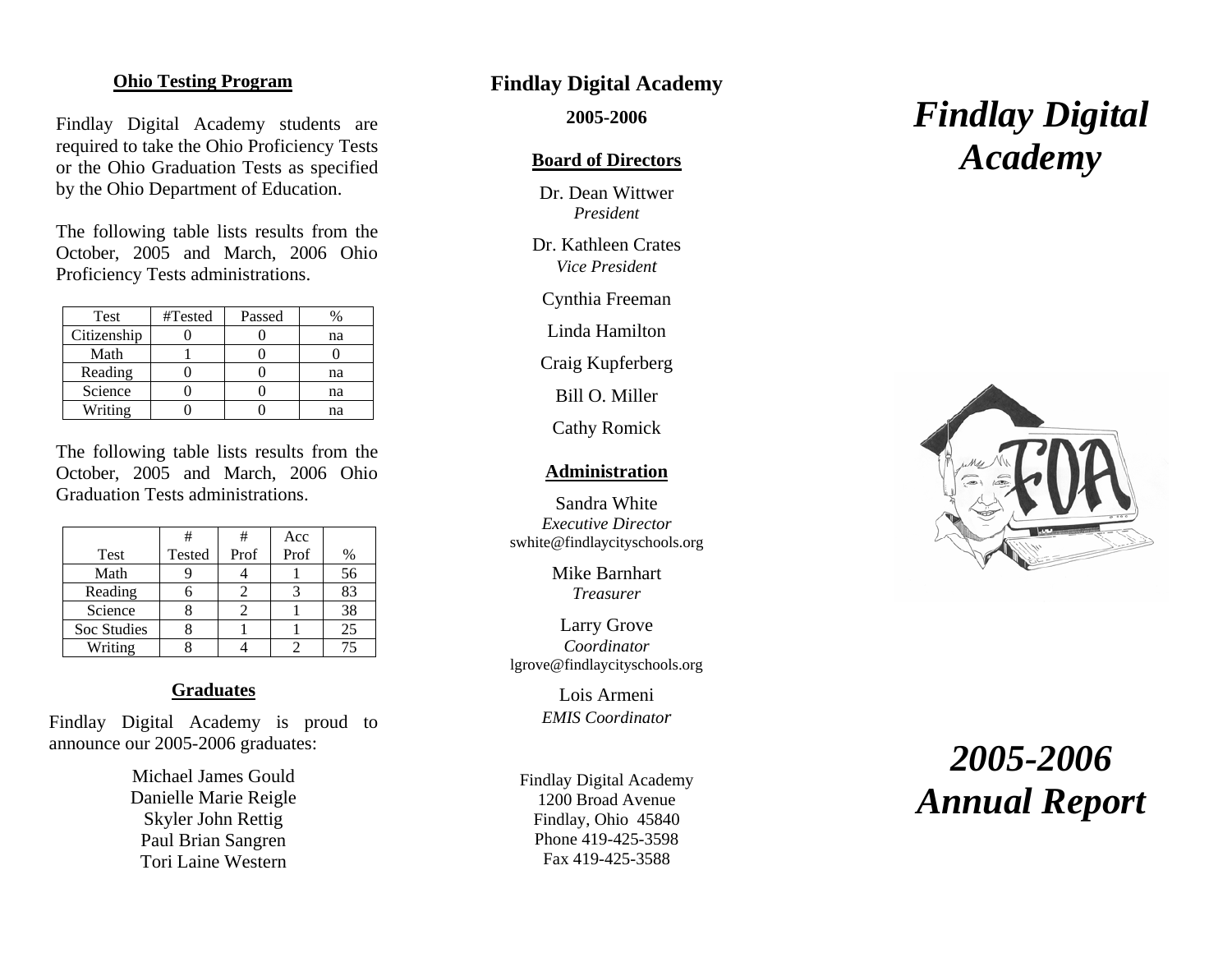## Ohio Testing Program

Findlay Digital Academy students are required to take the Ohio Proficiency Tests or the Ohio Graduation Tests as specified by the Ohio Department of Education.

The following table lists results from the October, 2005 and March, 2006 Ohio Proficiency Tests administrations.

| Test | #Tested | Passed | % |
|---|---|---|---|
| Citizenship | 0 | 0 | na |
| Math | 1 | 0 | 0 |
| Reading | 0 | 0 | na |
| Science | 0 | 0 | na |
| Writing | 0 | 0 | na |

The following table lists results from the October, 2005 and March, 2006 Ohio Graduation Tests administrations.

| Test | # Tested | # Prof | Acc Prof | % |
|---|---|---|---|---|
| Math | 9 | 4 | 1 | 56 |
| Reading | 6 | 2 | 3 | 83 |
| Science | 8 | 2 | 1 | 38 |
| Soc Studies | 8 | 1 | 1 | 25 |
| Writing | 8 | 4 | 2 | 75 |

## Graduates

Findlay Digital Academy is proud to announce our 2005-2006 graduates:

Michael James Gould
Danielle Marie Reigle
Skyler John Rettig
Paul Brian Sangren
Tori Laine Western

## Findlay Digital Academy

**2005-2006**

### Board of Directors

Dr. Dean Wittwer
*President*

Dr. Kathleen Crates
*Vice President*

Cynthia Freeman

Linda Hamilton

Craig Kupferberg

Bill O. Miller

Cathy Romick

### Administration

Sandra White
*Executive Director*
swhite@findlaycityschools.org

Mike Barnhart
*Treasurer*

Larry Grove
*Coordinator*
lgrove@findlaycityschools.org

Lois Armeni
*EMIS Coordinator*

Findlay Digital Academy
1200 Broad Avenue
Findlay, Ohio 45840
Phone 419-425-3598
Fax 419-425-3588

# *Findlay Digital Academy*

# *2005-2006 Annual Report*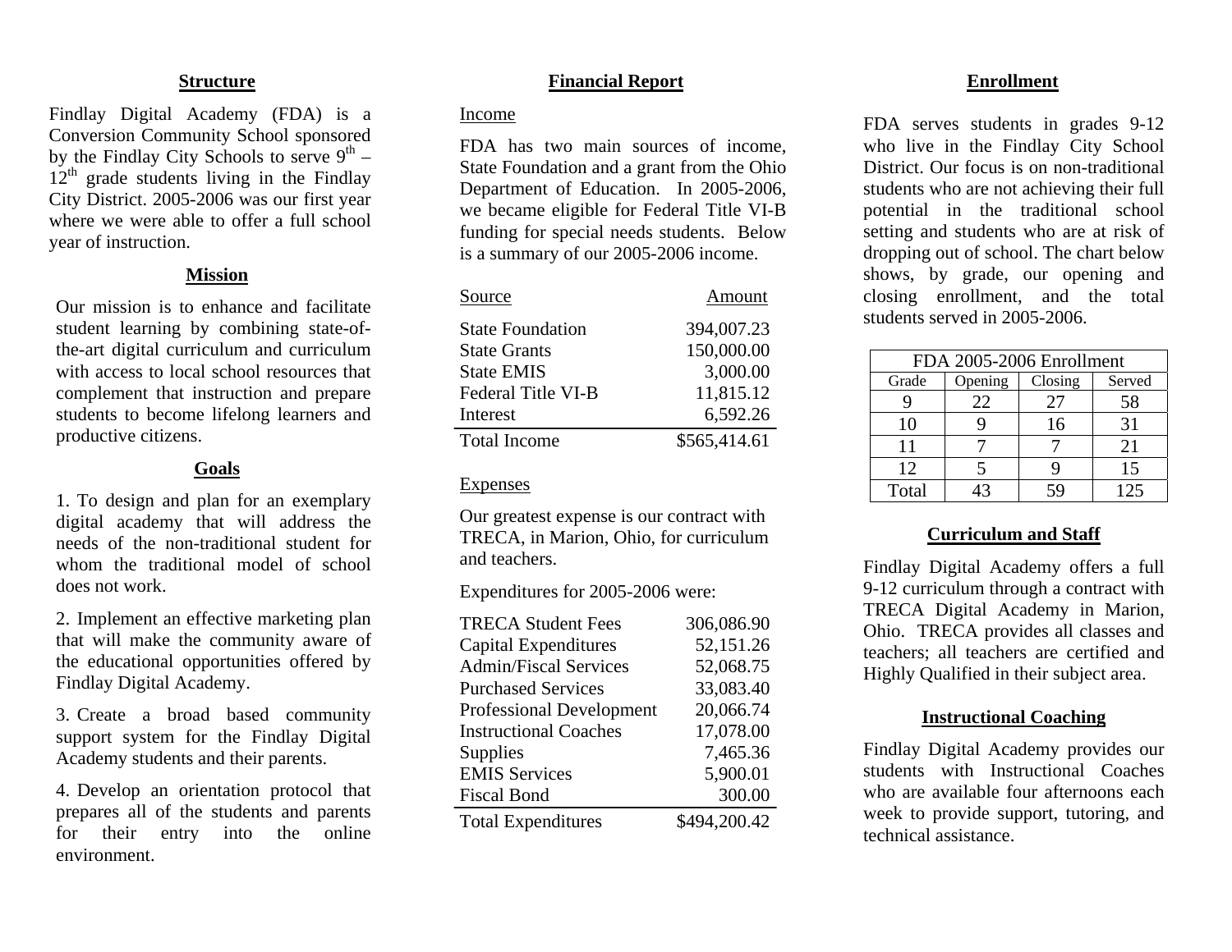## Structure

Findlay Digital Academy (FDA) is a Conversion Community School sponsored by the Findlay City Schools to serve $9^{th}$ – $12^{th}$ grade students living in the Findlay City District. 2005-2006 was our first year where we were able to offer a full school year of instruction.

## Mission

Our mission is to enhance and facilitate student learning by combining state-of-the-art digital curriculum and curriculum with access to local school resources that complement that instruction and prepare students to become lifelong learners and productive citizens.

## Goals

1. To design and plan for an exemplary digital academy that will address the needs of the non-traditional student for whom the traditional model of school does not work.

2. Implement an effective marketing plan that will make the community aware of the educational opportunities offered by Findlay Digital Academy.

3. Create a broad based community support system for the Findlay Digital Academy students and their parents.

4. Develop an orientation protocol that prepares all of the students and parents for their entry into the online environment.

## Financial Report

Income

FDA has two main sources of income, State Foundation and a grant from the Ohio Department of Education. In 2005-2006, we became eligible for Federal Title VI-B funding for special needs students. Below is a summary of our 2005-2006 income.

| Source | Amount |
|---|---|
| State Foundation | 394,007.23 |
| State Grants | 150,000.00 |
| State EMIS | 3,000.00 |
| Federal Title VI-B | 11,815.12 |
| Interest | 6,592.26 |
| Total Income | $565,414.61 |

Expenses

Our greatest expense is our contract with TRECA, in Marion, Ohio, for curriculum and teachers.

Expenditures for 2005-2006 were:

| | |
|---|---|
| TRECA Student Fees | 306,086.90 |
| Capital Expenditures | 52,151.26 |
| Admin/Fiscal Services | 52,068.75 |
| Purchased Services | 33,083.40 |
| Professional Development | 20,066.74 |
| Instructional Coaches | 17,078.00 |
| Supplies | 7,465.36 |
| EMIS Services | 5,900.01 |
| Fiscal Bond | 300.00 |
| Total Expenditures | $494,200.42 |

## Enrollment

FDA serves students in grades 9-12 who live in the Findlay City School District. Our focus is on non-traditional students who are not achieving their full potential in the traditional school setting and students who are at risk of dropping out of school. The chart below shows, by grade, our opening and closing enrollment, and the total students served in 2005-2006.

| FDA 2005-2006 Enrollment | | | |
|---|---|---|---|
| Grade | Opening | Closing | Served |
| 9 | 22 | 27 | 58 |
| 10 | 9 | 16 | 31 |
| 11 | 7 | 7 | 21 |
| 12 | 5 | 9 | 15 |
| Total | 43 | 59 | 125 |

## Curriculum and Staff

Findlay Digital Academy offers a full 9-12 curriculum through a contract with TRECA Digital Academy in Marion, Ohio. TRECA provides all classes and teachers; all teachers are certified and Highly Qualified in their subject area.

## Instructional Coaching

Findlay Digital Academy provides our students with Instructional Coaches who are available four afternoons each week to provide support, tutoring, and technical assistance.